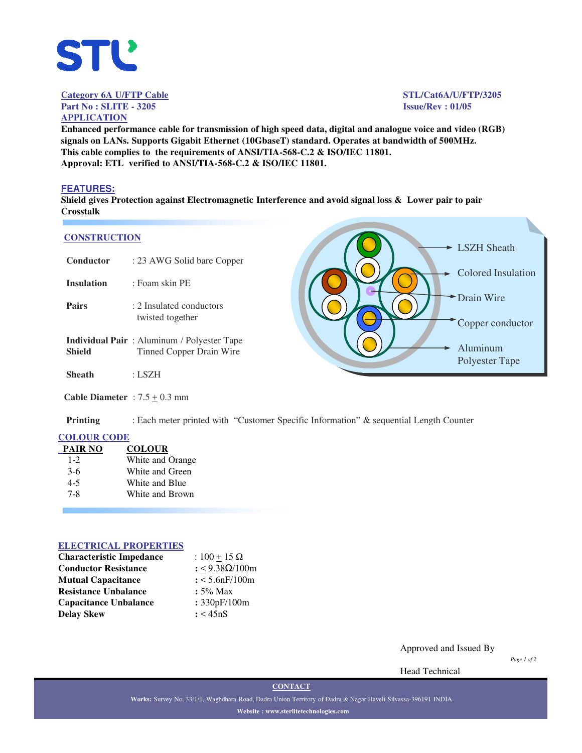**Category 6A U/FTP Cable** | **STL/Cat6A/U/FTP/3205**
**Part No : SLITE - 3205** | **Issue/Rev : 01/05**

## APPLICATION

**Enhanced performance cable for transmission of high speed data, digital and analogue voice and video (RGB) signals on LANs. Supports Gigabit Ethernet (10GbaseT) standard. Operates at bandwidth of 500MHz.**
**This cable complies to the requirements of ANSI/TIA-568-C.2 & ISO/IEC 11801.**
**Approval: ETL verified to ANSI/TIA-568-C.2 & ISO/IEC 11801.**

## FEATURES:

**Shield gives Protection against Electromagnetic Interference and avoid signal loss & Lower pair to pair Crosstalk**

## CONSTRUCTION

| | |
|---|---|
| **Conductor** | : 23 AWG Solid bare Copper |
| **Insulation** | : Foam skin PE |
| **Pairs** | : 2 Insulated conductors twisted together |
| **Individual Pair Shield** | : Aluminum / Polyester Tape Tinned Copper Drain Wire |
| **Sheath** | : LSZH |
| **Cable Diameter** | : 7.5 ± 0.3 mm |
| **Printing** | : Each meter printed with "Customer Specific Information" & sequential Length Counter |

LSZH Sheath
Colored Insulation
Drain Wire
Copper conductor
Aluminum Polyester Tape

## COLOUR CODE

| PAIR NO | COLOUR |
|---|---|
| 1-2 | White and Orange |
| 3-6 | White and Green |
| 4-5 | White and Blue |
| 7-8 | White and Brown |

## ELECTRICAL PROPERTIES

| | |
|---|---|
| **Characteristic Impedance** | : 100 ± 15 Ω |
| **Conductor Resistance** | : ≤ 9.38Ω/100m |
| **Mutual Capacitance** | : < 5.6nF/100m |
| **Resistance Unbalance** | : 5% Max |
| **Capacitance Unbalance** | : 330pF/100m |
| **Delay Skew** | : < 45nS |

Approved and Issued By

Head Technical

**CONTACT**

**Works:** Survey No. 33/1/1, Waghdhara Road, Dadra Union Territory of Dadra & Nagar Haveli Silvassa-396191 INDIA

**Website : www.sterlitetechnologies.com**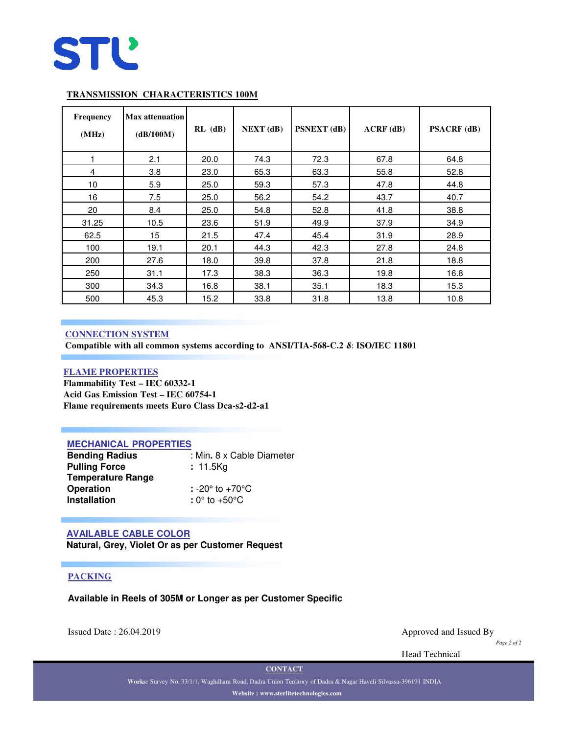## TRANSMISSION CHARACTERISTICS 100M

| Frequency (MHz) | Max attenuation (dB/100M) | RL (dB) | NEXT (dB) | PSNEXT (dB) | ACRF (dB) | PSACRF (dB) |
|---|---|---|---|---|---|---|
| 1 | 2.1 | 20.0 | 74.3 | 72.3 | 67.8 | 64.8 |
| 4 | 3.8 | 23.0 | 65.3 | 63.3 | 55.8 | 52.8 |
| 10 | 5.9 | 25.0 | 59.3 | 57.3 | 47.8 | 44.8 |
| 16 | 7.5 | 25.0 | 56.2 | 54.2 | 43.7 | 40.7 |
| 20 | 8.4 | 25.0 | 54.8 | 52.8 | 41.8 | 38.8 |
| 31.25 | 10.5 | 23.6 | 51.9 | 49.9 | 37.9 | 34.9 |
| 62.5 | 15 | 21.5 | 47.4 | 45.4 | 31.9 | 28.9 |
| 100 | 19.1 | 20.1 | 44.3 | 42.3 | 27.8 | 24.8 |
| 200 | 27.6 | 18.0 | 39.8 | 37.8 | 21.8 | 18.8 |
| 250 | 31.1 | 17.3 | 38.3 | 36.3 | 19.8 | 16.8 |
| 300 | 34.3 | 16.8 | 38.1 | 35.1 | 18.3 | 15.3 |
| 500 | 45.3 | 15.2 | 33.8 | 31.8 | 13.8 | 10.8 |

## CONNECTION SYSTEM

**Compatible with all common systems according to ANSI/TIA-568-C.2 &: ISO/IEC 11801**

## FLAME PROPERTIES

**Flammability Test – IEC 60332-1**
**Acid Gas Emission Test – IEC 60754-1**
**Flame requirements meets Euro Class Dca-s2-d2-a1**

## MECHANICAL PROPERTIES

**Bending Radius** : Min. 8 x Cable Diameter
**Pulling Force** : 11.5Kg
**Temperature Range**
**Operation** : -20° to +70°C
**Installation** : 0° to +50°C

## AVAILABLE CABLE COLOR

**Natural, Grey, Violet Or as per Customer Request**

## PACKING

**Available in Reels of 305M or Longer as per Customer Specific**

Issued Date : 26.04.2019

Approved and Issued By

Head Technical

**CONTACT**

**Works:** Survey No. 33/1/1, Waghdhara Road, Dadra Union Territory of Dadra & Nagar Haveli Silvassa-396191 INDIA

**Website : www.sterlitetechnologies.com**